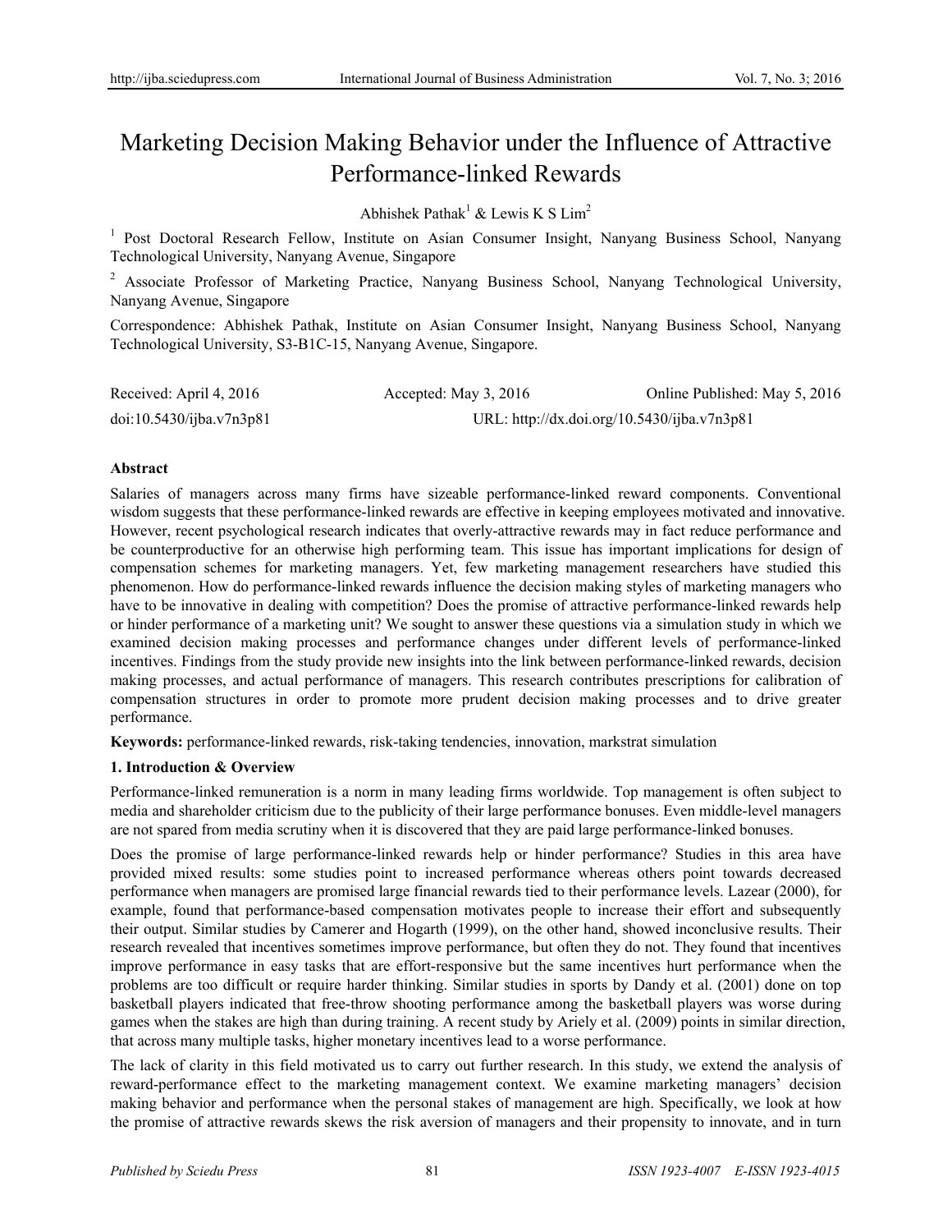# Marketing Decision Making Behavior under the Influence of Attractive Performance-linked Rewards

Abhishek Pathak[1] & Lewis K S Lim[2]

[1] Post Doctoral Research Fellow, Institute on Asian Consumer Insight, Nanyang Business School, Nanyang Technological University, Nanyang Avenue, Singapore

[2] Associate Professor of Marketing Practice, Nanyang Business School, Nanyang Technological University, Nanyang Avenue, Singapore

Correspondence: Abhishek Pathak, Institute on Asian Consumer Insight, Nanyang Business School, Nanyang Technological University, S3-B1C-15, Nanyang Avenue, Singapore.

Received: April 4, 2016 Accepted: May 3, 2016 Online Published: May 5, 2016

doi:10.5430/ijba.v7n3p81 URL: http://dx.doi.org/10.5430/ijba.v7n3p81

**Abstract**

Salaries of managers across many firms have sizeable performance-linked reward components. Conventional wisdom suggests that these performance-linked rewards are effective in keeping employees motivated and innovative. However, recent psychological research indicates that overly-attractive rewards may in fact reduce performance and be counterproductive for an otherwise high performing team. This issue has important implications for design of compensation schemes for marketing managers. Yet, few marketing management researchers have studied this phenomenon. How do performance-linked rewards influence the decision making styles of marketing managers who have to be innovative in dealing with competition? Does the promise of attractive performance-linked rewards help or hinder performance of a marketing unit? We sought to answer these questions via a simulation study in which we examined decision making processes and performance changes under different levels of performance-linked incentives. Findings from the study provide new insights into the link between performance-linked rewards, decision making processes, and actual performance of managers. This research contributes prescriptions for calibration of compensation structures in order to promote more prudent decision making processes and to drive greater performance.

**Keywords:** performance-linked rewards, risk-taking tendencies, innovation, markstrat simulation

## 1. Introduction & Overview

Performance-linked remuneration is a norm in many leading firms worldwide. Top management is often subject to media and shareholder criticism due to the publicity of their large performance bonuses. Even middle-level managers are not spared from media scrutiny when it is discovered that they are paid large performance-linked bonuses.

Does the promise of large performance-linked rewards help or hinder performance? Studies in this area have provided mixed results: some studies point to increased performance whereas others point towards decreased performance when managers are promised large financial rewards tied to their performance levels. Lazear (2000), for example, found that performance-based compensation motivates people to increase their effort and subsequently their output. Similar studies by Camerer and Hogarth (1999), on the other hand, showed inconclusive results. Their research revealed that incentives sometimes improve performance, but often they do not. They found that incentives improve performance in easy tasks that are effort-responsive but the same incentives hurt performance when the problems are too difficult or require harder thinking. Similar studies in sports by Dandy et al. (2001) done on top basketball players indicated that free-throw shooting performance among the basketball players was worse during games when the stakes are high than during training. A recent study by Ariely et al. (2009) points in similar direction, that across many multiple tasks, higher monetary incentives lead to a worse performance.

The lack of clarity in this field motivated us to carry out further research. In this study, we extend the analysis of reward-performance effect to the marketing management context. We examine marketing managers' decision making behavior and performance when the personal stakes of management are high. Specifically, we look at how the promise of attractive rewards skews the risk aversion of managers and their propensity to innovate, and in turn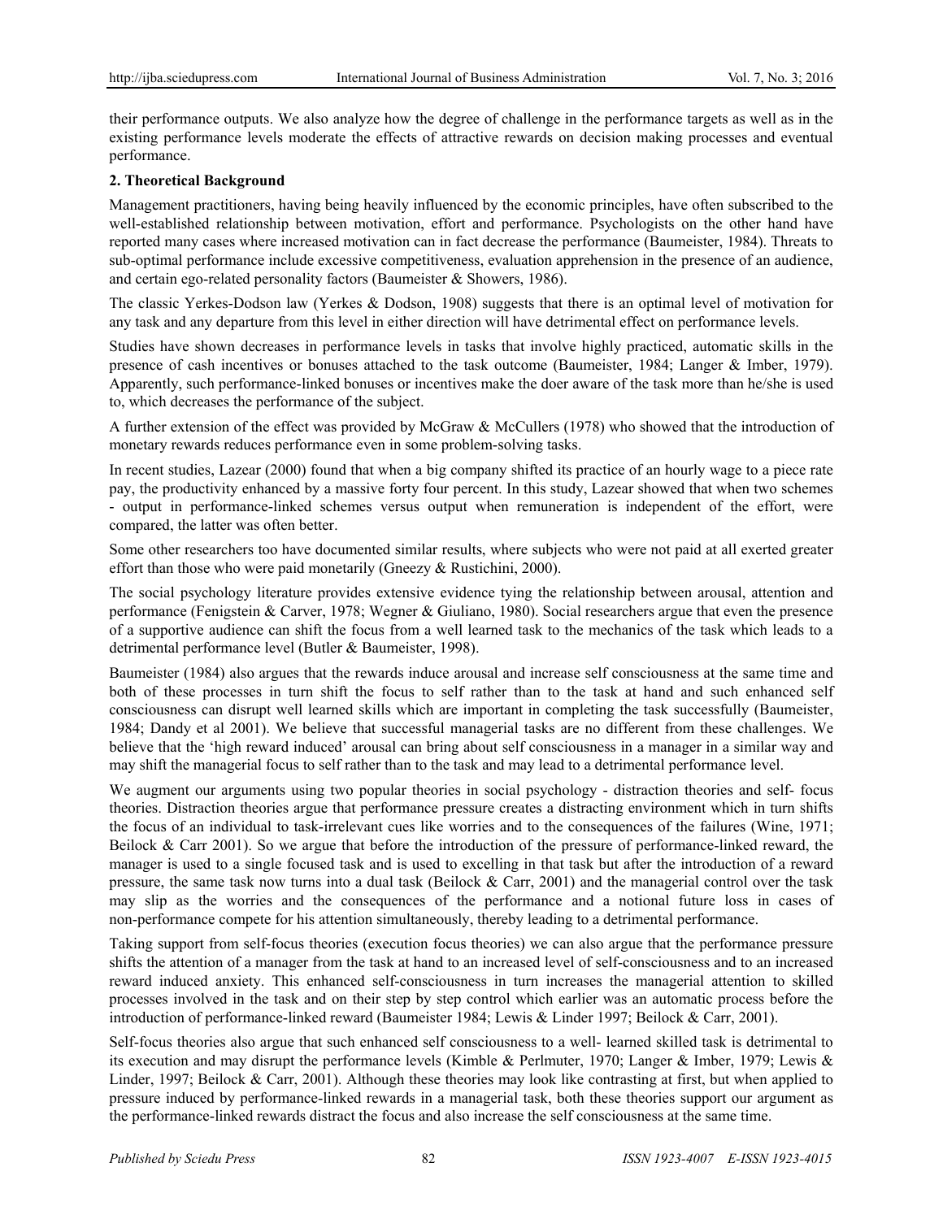their performance outputs. We also analyze how the degree of challenge in the performance targets as well as in the existing performance levels moderate the effects of attractive rewards on decision making processes and eventual performance.

## 2. Theoretical Background

Management practitioners, having being heavily influenced by the economic principles, have often subscribed to the well-established relationship between motivation, effort and performance. Psychologists on the other hand have reported many cases where increased motivation can in fact decrease the performance (Baumeister, 1984). Threats to sub-optimal performance include excessive competitiveness, evaluation apprehension in the presence of an audience, and certain ego-related personality factors (Baumeister & Showers, 1986).

The classic Yerkes-Dodson law (Yerkes & Dodson, 1908) suggests that there is an optimal level of motivation for any task and any departure from this level in either direction will have detrimental effect on performance levels.

Studies have shown decreases in performance levels in tasks that involve highly practiced, automatic skills in the presence of cash incentives or bonuses attached to the task outcome (Baumeister, 1984; Langer & Imber, 1979). Apparently, such performance-linked bonuses or incentives make the doer aware of the task more than he/she is used to, which decreases the performance of the subject.

A further extension of the effect was provided by McGraw & McCullers (1978) who showed that the introduction of monetary rewards reduces performance even in some problem-solving tasks.

In recent studies, Lazear (2000) found that when a big company shifted its practice of an hourly wage to a piece rate pay, the productivity enhanced by a massive forty four percent. In this study, Lazear showed that when two schemes - output in performance-linked schemes versus output when remuneration is independent of the effort, were compared, the latter was often better.

Some other researchers too have documented similar results, where subjects who were not paid at all exerted greater effort than those who were paid monetarily (Gneezy & Rustichini, 2000).

The social psychology literature provides extensive evidence tying the relationship between arousal, attention and performance (Fenigstein & Carver, 1978; Wegner & Giuliano, 1980). Social researchers argue that even the presence of a supportive audience can shift the focus from a well learned task to the mechanics of the task which leads to a detrimental performance level (Butler & Baumeister, 1998).

Baumeister (1984) also argues that the rewards induce arousal and increase self consciousness at the same time and both of these processes in turn shift the focus to self rather than to the task at hand and such enhanced self consciousness can disrupt well learned skills which are important in completing the task successfully (Baumeister, 1984; Dandy et al 2001). We believe that successful managerial tasks are no different from these challenges. We believe that the 'high reward induced' arousal can bring about self consciousness in a manager in a similar way and may shift the managerial focus to self rather than to the task and may lead to a detrimental performance level.

We augment our arguments using two popular theories in social psychology - distraction theories and self- focus theories. Distraction theories argue that performance pressure creates a distracting environment which in turn shifts the focus of an individual to task-irrelevant cues like worries and to the consequences of the failures (Wine, 1971; Beilock & Carr 2001). So we argue that before the introduction of the pressure of performance-linked reward, the manager is used to a single focused task and is used to excelling in that task but after the introduction of a reward pressure, the same task now turns into a dual task (Beilock & Carr, 2001) and the managerial control over the task may slip as the worries and the consequences of the performance and a notional future loss in cases of non-performance compete for his attention simultaneously, thereby leading to a detrimental performance.

Taking support from self-focus theories (execution focus theories) we can also argue that the performance pressure shifts the attention of a manager from the task at hand to an increased level of self-consciousness and to an increased reward induced anxiety. This enhanced self-consciousness in turn increases the managerial attention to skilled processes involved in the task and on their step by step control which earlier was an automatic process before the introduction of performance-linked reward (Baumeister 1984; Lewis & Linder 1997; Beilock & Carr, 2001).

Self-focus theories also argue that such enhanced self consciousness to a well- learned skilled task is detrimental to its execution and may disrupt the performance levels (Kimble & Perlmuter, 1970; Langer & Imber, 1979; Lewis & Linder, 1997; Beilock & Carr, 2001). Although these theories may look like contrasting at first, but when applied to pressure induced by performance-linked rewards in a managerial task, both these theories support our argument as the performance-linked rewards distract the focus and also increase the self consciousness at the same time.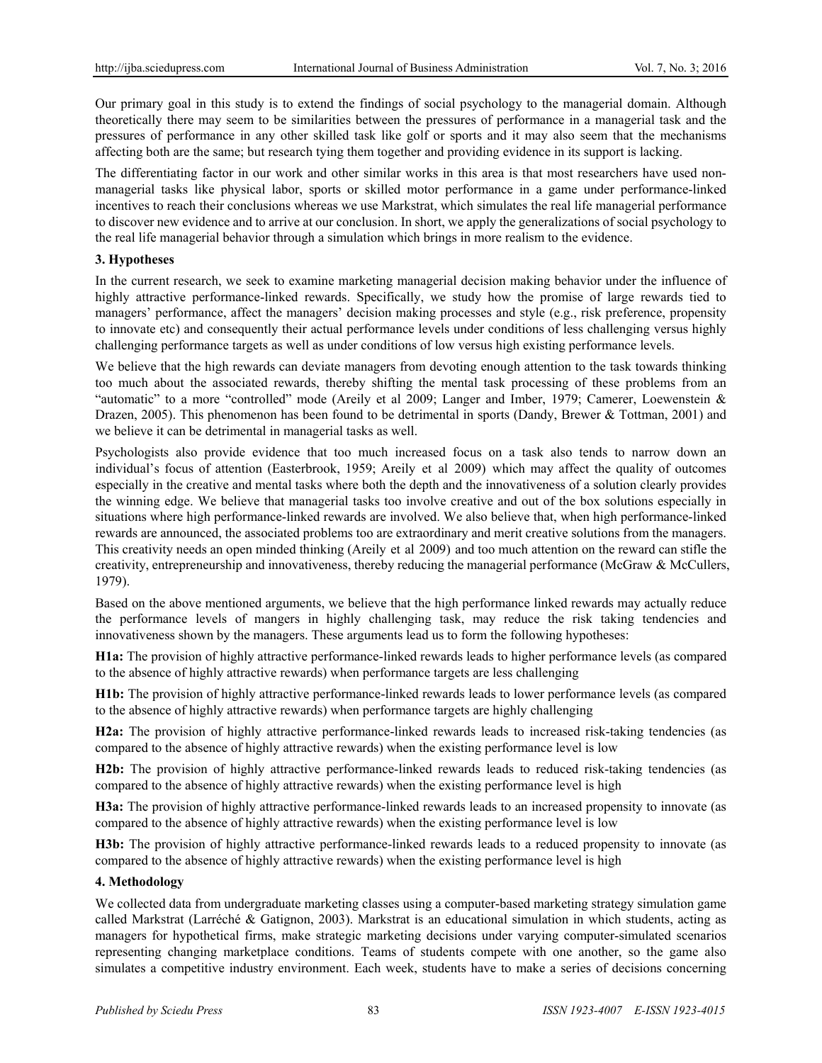Our primary goal in this study is to extend the findings of social psychology to the managerial domain. Although theoretically there may seem to be similarities between the pressures of performance in a managerial task and the pressures of performance in any other skilled task like golf or sports and it may also seem that the mechanisms affecting both are the same; but research tying them together and providing evidence in its support is lacking.

The differentiating factor in our work and other similar works in this area is that most researchers have used non-managerial tasks like physical labor, sports or skilled motor performance in a game under performance-linked incentives to reach their conclusions whereas we use Markstrat, which simulates the real life managerial performance to discover new evidence and to arrive at our conclusion. In short, we apply the generalizations of social psychology to the real life managerial behavior through a simulation which brings in more realism to the evidence.

## 3. Hypotheses

In the current research, we seek to examine marketing managerial decision making behavior under the influence of highly attractive performance-linked rewards. Specifically, we study how the promise of large rewards tied to managers' performance, affect the managers' decision making processes and style (e.g., risk preference, propensity to innovate etc) and consequently their actual performance levels under conditions of less challenging versus highly challenging performance targets as well as under conditions of low versus high existing performance levels.

We believe that the high rewards can deviate managers from devoting enough attention to the task towards thinking too much about the associated rewards, thereby shifting the mental task processing of these problems from an "automatic" to a more "controlled" mode (Areily et al 2009; Langer and Imber, 1979; Camerer, Loewenstein & Drazen, 2005). This phenomenon has been found to be detrimental in sports (Dandy, Brewer & Tottman, 2001) and we believe it can be detrimental in managerial tasks as well.

Psychologists also provide evidence that too much increased focus on a task also tends to narrow down an individual's focus of attention (Easterbrook, 1959; Areily et al 2009) which may affect the quality of outcomes especially in the creative and mental tasks where both the depth and the innovativeness of a solution clearly provides the winning edge. We believe that managerial tasks too involve creative and out of the box solutions especially in situations where high performance-linked rewards are involved. We also believe that, when high performance-linked rewards are announced, the associated problems too are extraordinary and merit creative solutions from the managers. This creativity needs an open minded thinking (Areily et al 2009) and too much attention on the reward can stifle the creativity, entrepreneurship and innovativeness, thereby reducing the managerial performance (McGraw & McCullers, 1979).

Based on the above mentioned arguments, we believe that the high performance linked rewards may actually reduce the performance levels of mangers in highly challenging task, may reduce the risk taking tendencies and innovativeness shown by the managers. These arguments lead us to form the following hypotheses:

**H1a:** The provision of highly attractive performance-linked rewards leads to higher performance levels (as compared to the absence of highly attractive rewards) when performance targets are less challenging

**H1b:** The provision of highly attractive performance-linked rewards leads to lower performance levels (as compared to the absence of highly attractive rewards) when performance targets are highly challenging

**H2a:** The provision of highly attractive performance-linked rewards leads to increased risk-taking tendencies (as compared to the absence of highly attractive rewards) when the existing performance level is low

**H2b:** The provision of highly attractive performance-linked rewards leads to reduced risk-taking tendencies (as compared to the absence of highly attractive rewards) when the existing performance level is high

**H3a:** The provision of highly attractive performance-linked rewards leads to an increased propensity to innovate (as compared to the absence of highly attractive rewards) when the existing performance level is low

**H3b:** The provision of highly attractive performance-linked rewards leads to a reduced propensity to innovate (as compared to the absence of highly attractive rewards) when the existing performance level is high

## 4. Methodology

We collected data from undergraduate marketing classes using a computer-based marketing strategy simulation game called Markstrat (Larréché & Gatignon, 2003). Markstrat is an educational simulation in which students, acting as managers for hypothetical firms, make strategic marketing decisions under varying computer-simulated scenarios representing changing marketplace conditions. Teams of students compete with one another, so the game also simulates a competitive industry environment. Each week, students have to make a series of decisions concerning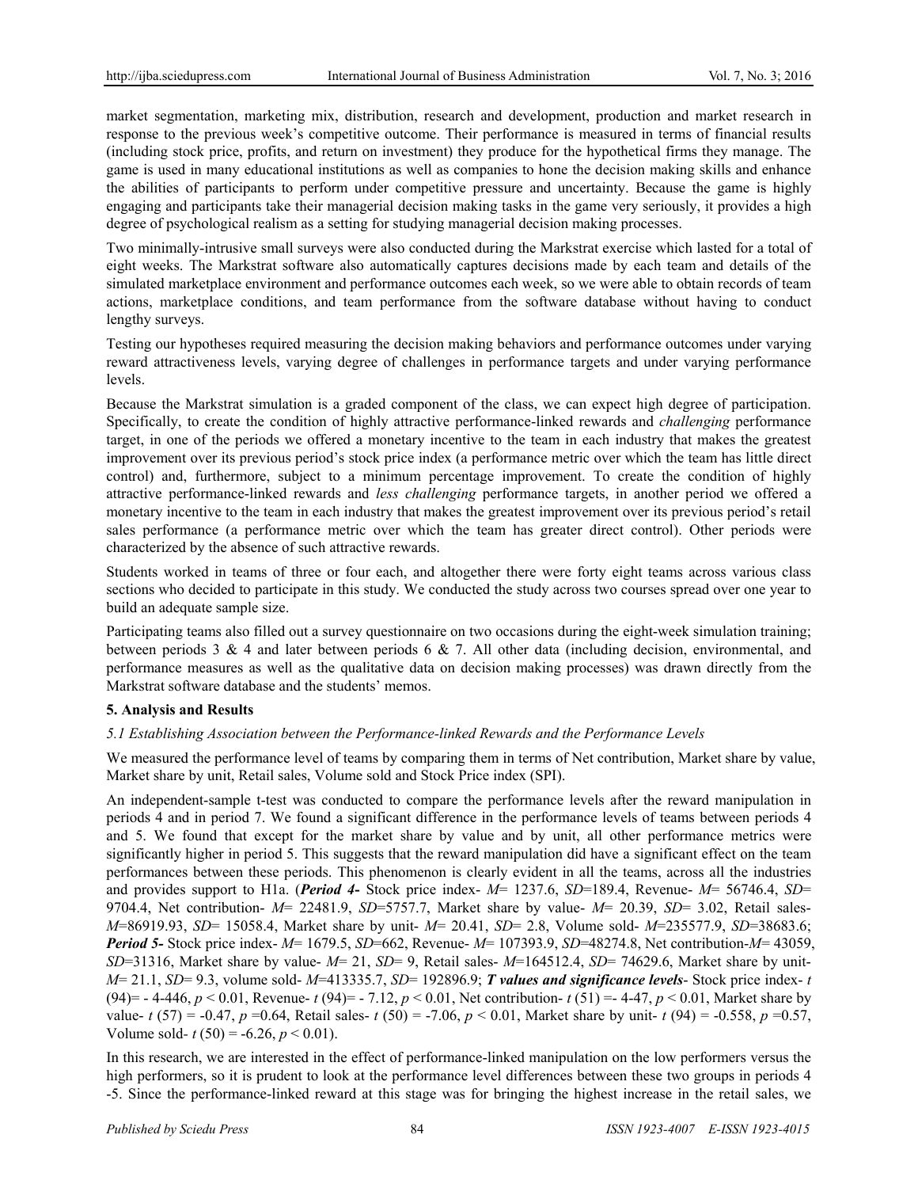market segmentation, marketing mix, distribution, research and development, production and market research in response to the previous week's competitive outcome. Their performance is measured in terms of financial results (including stock price, profits, and return on investment) they produce for the hypothetical firms they manage. The game is used in many educational institutions as well as companies to hone the decision making skills and enhance the abilities of participants to perform under competitive pressure and uncertainty. Because the game is highly engaging and participants take their managerial decision making tasks in the game very seriously, it provides a high degree of psychological realism as a setting for studying managerial decision making processes.

Two minimally-intrusive small surveys were also conducted during the Markstrat exercise which lasted for a total of eight weeks. The Markstrat software also automatically captures decisions made by each team and details of the simulated marketplace environment and performance outcomes each week, so we were able to obtain records of team actions, marketplace conditions, and team performance from the software database without having to conduct lengthy surveys.

Testing our hypotheses required measuring the decision making behaviors and performance outcomes under varying reward attractiveness levels, varying degree of challenges in performance targets and under varying performance levels.

Because the Markstrat simulation is a graded component of the class, we can expect high degree of participation. Specifically, to create the condition of highly attractive performance-linked rewards and *challenging* performance target, in one of the periods we offered a monetary incentive to the team in each industry that makes the greatest improvement over its previous period's stock price index (a performance metric over which the team has little direct control) and, furthermore, subject to a minimum percentage improvement. To create the condition of highly attractive performance-linked rewards and *less challenging* performance targets, in another period we offered a monetary incentive to the team in each industry that makes the greatest improvement over its previous period's retail sales performance (a performance metric over which the team has greater direct control). Other periods were characterized by the absence of such attractive rewards.

Students worked in teams of three or four each, and altogether there were forty eight teams across various class sections who decided to participate in this study. We conducted the study across two courses spread over one year to build an adequate sample size.

Participating teams also filled out a survey questionnaire on two occasions during the eight-week simulation training; between periods 3 & 4 and later between periods 6 & 7. All other data (including decision, environmental, and performance measures as well as the qualitative data on decision making processes) was drawn directly from the Markstrat software database and the students' memos.

## 5. Analysis and Results

### *5.1 Establishing Association between the Performance-linked Rewards and the Performance Levels*

We measured the performance level of teams by comparing them in terms of Net contribution, Market share by value, Market share by unit, Retail sales, Volume sold and Stock Price index (SPI).

An independent-sample t-test was conducted to compare the performance levels after the reward manipulation in periods 4 and in period 7. We found a significant difference in the performance levels of teams between periods 4 and 5. We found that except for the market share by value and by unit, all other performance metrics were significantly higher in period 5. This suggests that the reward manipulation did have a significant effect on the team performances between these periods. This phenomenon is clearly evident in all the teams, across all the industries and provides support to H1a. (***Period 4-*** Stock price index- $M$= 1237.6, $SD$=189.4, Revenue- $M$= 56746.4, $SD$= 9704.4, Net contribution- $M$= 22481.9, $SD$=5757.7, Market share by value- $M$= 20.39, $SD$= 3.02, Retail sales- $M$=86919.93, $SD$= 15058.4, Market share by unit- $M$= 20.41, $SD$= 2.8, Volume sold- $M$=235577.9, $SD$=38683.6; ***Period 5-*** Stock price index- $M$= 1679.5, $SD$=662, Revenue- $M$= 107393.9, $SD$=48274.8, Net contribution-$M$= 43059, $SD$=31316, Market share by value- $M$= 21, $SD$= 9, Retail sales- $M$=164512.4, $SD$= 74629.6, Market share by unit- $M$= 21.1, $SD$= 9.3, volume sold- $M$=413335.7, $SD$= 192896.9; ***T values and significance levels***- Stock price index- $t$ (94)= - 4-446, $p < 0.01$, Revenue- $t$ (94)= - 7.12, $p < 0.01$, Net contribution- $t$ (51) =- 4-47, $p < 0.01$, Market share by value- $t$ (57) = -0.47, $p$ =0.64, Retail sales- $t$ (50) = -7.06, $p < 0.01$, Market share by unit- $t$ (94) = -0.558, $p$ =0.57, Volume sold- $t$ (50) = -6.26, $p < 0.01$).

In this research, we are interested in the effect of performance-linked manipulation on the low performers versus the high performers, so it is prudent to look at the performance level differences between these two groups in periods 4 -5. Since the performance-linked reward at this stage was for bringing the highest increase in the retail sales, we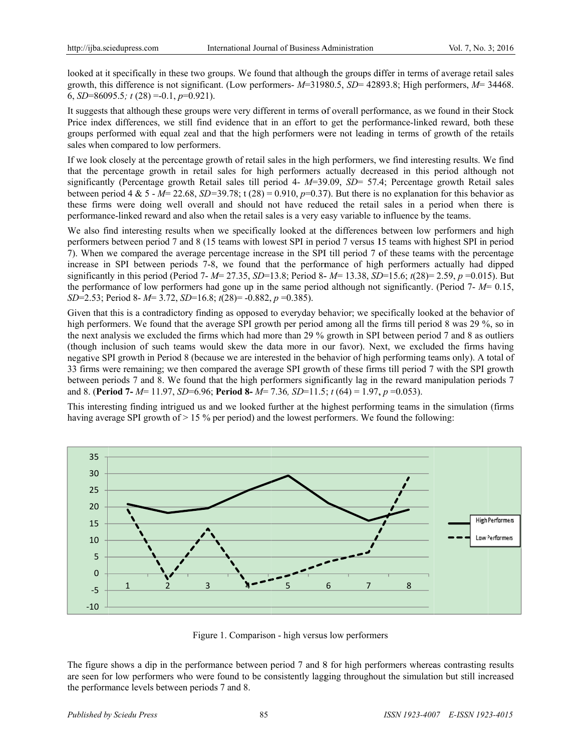looked at it specifically in these two groups. We found that although the groups differ in terms of average retail sales growth, this difference is not significant. (Low performers- $M$=31980.5, $SD$= 42893.8; High performers, $M$= 34468.6, $SD$=86095.5; $t$ (28) =-0.1, $p$=0.921).

It suggests that although these groups were very different in terms of overall performance, as we found in their Stock Price index differences, we still find evidence that in an effort to get the performance-linked reward, both these groups performed with equal zeal and that the high performers were not leading in terms of growth of the retails sales when compared to low performers.

If we look closely at the percentage growth of retail sales in the high performers, we find interesting results. We find that the percentage growth in retail sales for high performers actually decreased in this period although not significantly (Percentage growth Retail sales till period 4- $M$=39.09, $SD$= 57.4; Percentage growth Retail sales between period 4 & 5 - $M$= 22.68, $SD$=39.78; t (28) = 0.910, $p$=0.37). But there is no explanation for this behavior as these firms were doing well overall and should not have reduced the retail sales in a period when there is performance-linked reward and also when the retail sales is a very easy variable to influence by the teams.

We also find interesting results when we specifically looked at the differences between low performers and high performers between period 7 and 8 (15 teams with lowest SPI in period 7 versus 15 teams with highest SPI in period 7). When we compared the average percentage increase in the SPI till period 7 of these teams with the percentage increase in SPI between periods 7-8, we found that the performance of high performers actually had dipped significantly in this period (Period 7- $M$= 27.35, $SD$=13.8; Period 8- $M$= 13.38, $SD$=15.6; $t$(28)= 2.59, $p$ =0.015). But the performance of low performers had gone up in the same period although not significantly. (Period 7- $M$= 0.15, $SD$=2.53; Period 8- $M$= 3.72, $SD$=16.8; $t$(28)= -0.882, $p$ =0.385).

Given that this is a contradictory finding as opposed to everyday behavior; we specifically looked at the behavior of high performers. We found that the average SPI growth per period among all the firms till period 8 was 29 %, so in the next analysis we excluded the firms which had more than 29 % growth in SPI between period 7 and 8 as outliers (though inclusion of such teams would skew the data more in our favor). Next, we excluded the firms having negative SPI growth in Period 8 (because we are interested in the behavior of high performing teams only). A total of 33 firms were remaining; we then compared the average SPI growth of these firms till period 7 with the SPI growth between periods 7 and 8. We found that the high performers significantly lag in the reward manipulation periods 7 and 8. (**Period 7-** $M$= 11.97, $SD$=6.96; **Period 8-** $M$= 7.36, $SD$=11.5; $t$ (64) = 1.97**,** $p$ =0.053).

This interesting finding intrigued us and we looked further at the highest performing teams in the simulation (firms having average SPI growth of > 15 % per period) and the lowest performers. We found the following:

Figure 1. Comparison - high versus low performers

The figure shows a dip in the performance between period 7 and 8 for high performers whereas contrasting results are seen for low performers who were found to be consistently lagging throughout the simulation but still increased the performance levels between periods 7 and 8.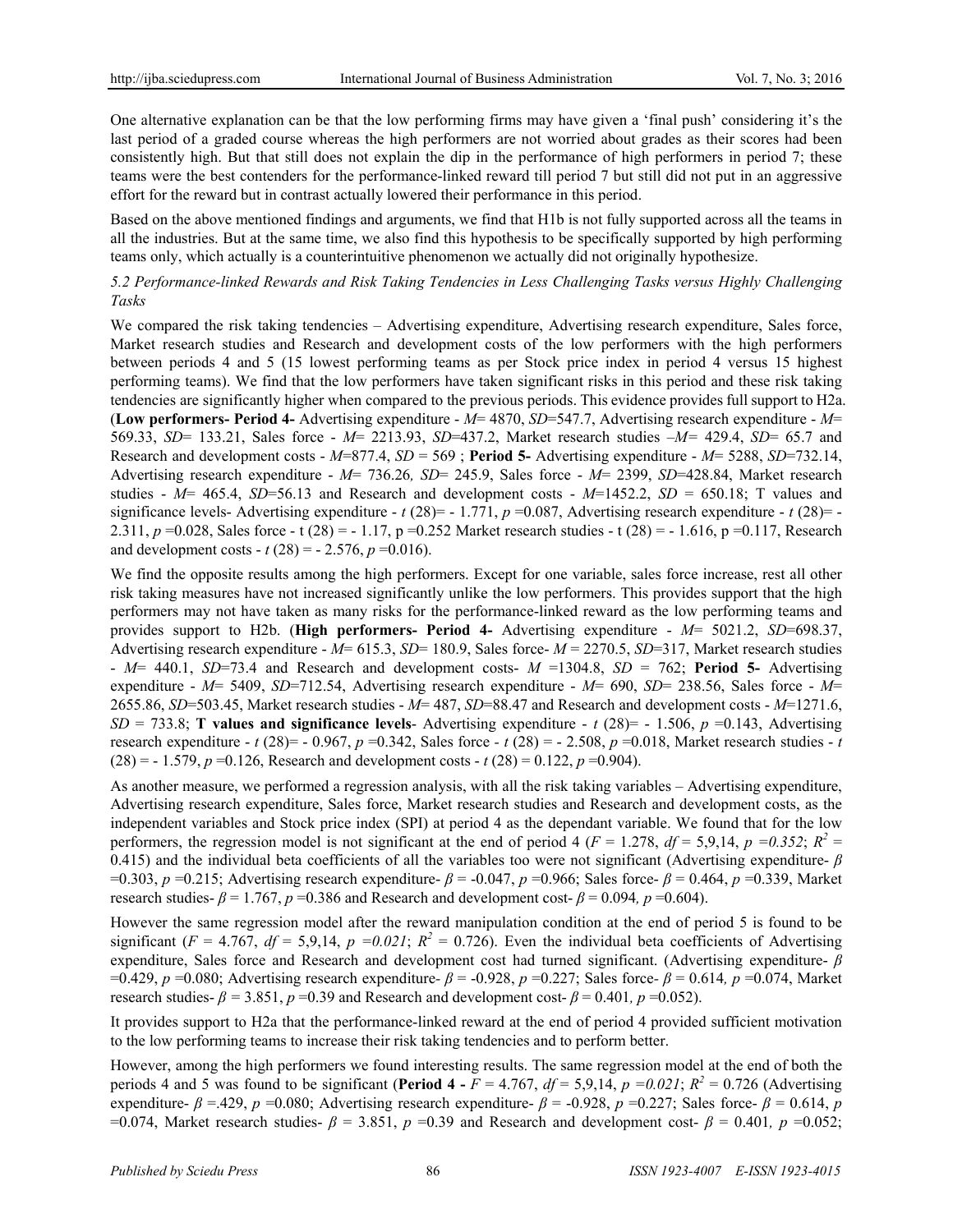One alternative explanation can be that the low performing firms may have given a 'final push' considering it's the last period of a graded course whereas the high performers are not worried about grades as their scores had been consistently high. But that still does not explain the dip in the performance of high performers in period 7; these teams were the best contenders for the performance-linked reward till period 7 but still did not put in an aggressive effort for the reward but in contrast actually lowered their performance in this period.

Based on the above mentioned findings and arguments, we find that H1b is not fully supported across all the teams in all the industries. But at the same time, we also find this hypothesis to be specifically supported by high performing teams only, which actually is a counterintuitive phenomenon we actually did not originally hypothesize.

*5.2 Performance-linked Rewards and Risk Taking Tendencies in Less Challenging Tasks versus Highly Challenging Tasks*

We compared the risk taking tendencies – Advertising expenditure, Advertising research expenditure, Sales force, Market research studies and Research and development costs of the low performers with the high performers between periods 4 and 5 (15 lowest performing teams as per Stock price index in period 4 versus 15 highest performing teams). We find that the low performers have taken significant risks in this period and these risk taking tendencies are significantly higher when compared to the previous periods. This evidence provides full support to H2a. (**Low performers- Period 4-** Advertising expenditure - *M*= 4870, *SD*=547.7, Advertising research expenditure - *M*= 569.33, *SD*= 133.21, Sales force - *M*= 2213.93, *SD*=437.2, Market research studies –*M*= 429.4, *SD*= 65.7 and Research and development costs - *M*=877.4, *SD* = 569 ; **Period 5-** Advertising expenditure - *M*= 5288, *SD*=732.14, Advertising research expenditure - *M*= 736.26*, SD*= 245.9, Sales force - *M*= 2399, *SD*=428.84, Market research studies - *M*= 465.4, *SD*=56.13 and Research and development costs - *M*=1452.2, *SD* = 650.18; T values and significance levels- Advertising expenditure - $t$ (28)= - 1.771, $p$ =0.087, Advertising research expenditure - $t$ (28)= - 2.311, $p$ =0.028, Sales force - t (28) = - 1.17, p =0.252 Market research studies - t (28) = - 1.616, p =0.117, Research and development costs - $t$ (28) = - 2.576, $p$ =0.016).

We find the opposite results among the high performers. Except for one variable, sales force increase, rest all other risk taking measures have not increased significantly unlike the low performers. This provides support that the high performers may not have taken as many risks for the performance-linked reward as the low performing teams and provides support to H2b. (**High performers- Period 4-** Advertising expenditure - *M*= 5021.2, *SD*=698.37, Advertising research expenditure - *M*= 615.3, *SD*= 180.9, Sales force- *M* = 2270.5, *SD*=317, Market research studies - *M*= 440.1, *SD*=73.4 and Research and development costs- *M* =1304.8, *SD* = 762; **Period 5-** Advertising expenditure - *M*= 5409, *SD*=712.54, Advertising research expenditure - *M*= 690, *SD*= 238.56, Sales force - *M*= 2655.86, *SD*=503.45, Market research studies - *M*= 487, *SD*=88.47 and Research and development costs - *M*=1271.6, *SD* = 733.8; **T values and significance levels**- Advertising expenditure - $t$ (28)= - 1.506, $p$ =0.143, Advertising research expenditure - $t$ (28)= - 0.967, $p$ =0.342, Sales force - $t$ (28) = - 2.508, $p$ =0.018, Market research studies - $t$ (28) = - 1.579, $p$ =0.126, Research and development costs - $t$ (28) = 0.122, $p$ =0.904).

As another measure, we performed a regression analysis, with all the risk taking variables – Advertising expenditure, Advertising research expenditure, Sales force, Market research studies and Research and development costs, as the independent variables and Stock price index (SPI) at period 4 as the dependant variable. We found that for the low performers, the regression model is not significant at the end of period 4 ($F$ = 1.278, $df$ = 5,9,14, $p$ =*0.352*; $R^2$ = 0.415) and the individual beta coefficients of all the variables too were not significant (Advertising expenditure- $\beta$ =0.303, $p$ =0.215; Advertising research expenditure- $\beta$ = -0.047, $p$ =0.966; Sales force- $\beta$ = 0.464, $p$ =0.339, Market research studies- $\beta$ = 1.767, $p$ =0.386 and Research and development cost- $\beta$ = 0.094*,* $p$ =0.604).

However the same regression model after the reward manipulation condition at the end of period 5 is found to be significant ($F$ = 4.767, $df$ = 5,9,14, $p$ =*0.021*; $R^2$ = 0.726). Even the individual beta coefficients of Advertising expenditure, Sales force and Research and development cost had turned significant. (Advertising expenditure- $\beta$ =0.429, $p$ =0.080; Advertising research expenditure- $\beta$ = -0.928, $p$ =0.227; Sales force- $\beta$ = 0.614*,* $p$ =0.074, Market research studies- $\beta$ = 3.851, $p$ =0.39 and Research and development cost- $\beta$ = 0.401*,* $p$ =0.052).

It provides support to H2a that the performance-linked reward at the end of period 4 provided sufficient motivation to the low performing teams to increase their risk taking tendencies and to perform better.

However, among the high performers we found interesting results. The same regression model at the end of both the periods 4 and 5 was found to be significant (**Period 4 -** $F$ = 4.767, $df$ = 5,9,14, $p$ =*0.021*; $R^2$ = 0.726 (Advertising expenditure- $\beta$ =.429, $p$ =0.080; Advertising research expenditure- $\beta$ = -0.928, $p$ =0.227; Sales force- $\beta$ = 0.614, $p$ =0.074, Market research studies- $\beta$ = 3.851, $p$ =0.39 and Research and development cost- $\beta$ = 0.401*,* $p$ =0.052;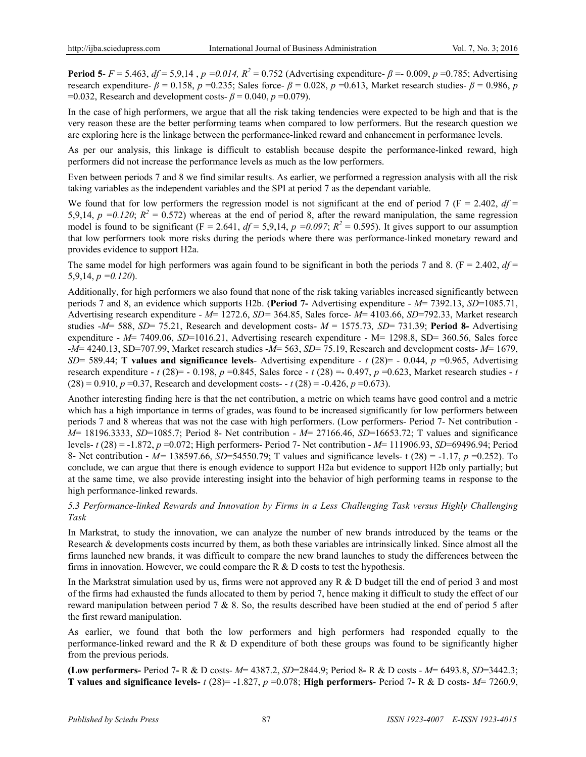**Period 5**- $F = 5.463$, $df = 5,9,14$ , $p = 0.014$, $R^2 = 0.752$ (Advertising expenditure- $\beta =- 0.009$, $p = 0.785$; Advertising research expenditure- $\beta = 0.158$, $p = 0.235$; Sales force- $\beta = 0.028$, $p = 0.613$, Market research studies- $\beta = 0.986$, $p = 0.032$, Research and development costs- $\beta = 0.040$, $p = 0.079$).

In the case of high performers, we argue that all the risk taking tendencies were expected to be high and that is the very reason these are the better performing teams when compared to low performers. But the research question we are exploring here is the linkage between the performance-linked reward and enhancement in performance levels.

As per our analysis, this linkage is difficult to establish because despite the performance-linked reward, high performers did not increase the performance levels as much as the low performers.

Even between periods 7 and 8 we find similar results. As earlier, we performed a regression analysis with all the risk taking variables as the independent variables and the SPI at period 7 as the dependant variable.

We found that for low performers the regression model is not significant at the end of period 7 ($F = 2.402$, $df = 5,9,14$, $p = 0.120$; $R^2 = 0.572$) whereas at the end of period 8, after the reward manipulation, the same regression model is found to be significant ($F = 2.641$, $df = 5,9,14$, $p = 0.097$; $R^2 = 0.595$). It gives support to our assumption that low performers took more risks during the periods where there was performance-linked monetary reward and provides evidence to support H2a.

The same model for high performers was again found to be significant in both the periods 7 and 8. ($F = 2.402$, $df = 5,9,14$, $p = 0.120$).

Additionally, for high performers we also found that none of the risk taking variables increased significantly between periods 7 and 8, an evidence which supports H2b. (**Period 7-** Advertising expenditure - $M$= 7392.13, $SD$=1085.71, Advertising research expenditure - $M$= 1272.6, $SD$= 364.85, Sales force- $M$= 4103.66, $SD$=792.33, Market research studies -$M$= 588, $SD$= 75.21, Research and development costs- $M$ = 1575.73, $SD$= 731.39; **Period 8-** Advertising expenditure - $M$= 7409.06, $SD$=1016.21, Advertising research expenditure - M= 1298.8, SD= 360.56, Sales force -$M$= 4240.13, SD=707.99, Market research studies -$M$= 563, $SD$= 75.19, Research and development costs- $M$= 1679, $SD$= 589.44; **T values and significance levels**- Advertising expenditure - $t$ (28)= - 0.044, $p$ =0.965, Advertising research expenditure - $t$ (28)= - 0.198, $p$ =0.845, Sales force - $t$ (28) =- 0.497, $p$ =0.623, Market research studies - $t$ (28) = 0.910, $p$ =0.37, Research and development costs- - $t$ (28) = -0.426, $p$ =0.673).

Another interesting finding here is that the net contribution, a metric on which teams have good control and a metric which has a high importance in terms of grades, was found to be increased significantly for low performers between periods 7 and 8 whereas that was not the case with high performers. (Low performers- Period 7- Net contribution - $M$= 18196.3333, $SD$=1085.7; Period 8- Net contribution - $M$= 27166.46, $SD$=16653.72; T values and significance levels- $t$ (28) = -1.872, $p$ =0.072; High performers- Period 7- Net contribution - $M$= 111906.93, $SD$=69496.94; Period 8- Net contribution - $M$= 138597.66, $SD$=54550.79; T values and significance levels- t (28) = -1.17, $p$ =0.252). To conclude, we can argue that there is enough evidence to support H2a but evidence to support H2b only partially; but at the same time, we also provide interesting insight into the behavior of high performing teams in response to the high performance-linked rewards.

### *5.3 Performance-linked Rewards and Innovation by Firms in a Less Challenging Task versus Highly Challenging Task*

In Markstrat, to study the innovation, we can analyze the number of new brands introduced by the teams or the Research & developments costs incurred by them, as both these variables are intrinsically linked. Since almost all the firms launched new brands, it was difficult to compare the new brand launches to study the differences between the firms in innovation. However, we could compare the R & D costs to test the hypothesis.

In the Markstrat simulation used by us, firms were not approved any R & D budget till the end of period 3 and most of the firms had exhausted the funds allocated to them by period 7, hence making it difficult to study the effect of our reward manipulation between period 7 & 8. So, the results described have been studied at the end of period 5 after the first reward manipulation.

As earlier, we found that both the low performers and high performers had responded equally to the performance-linked reward and the R & D expenditure of both these groups was found to be significantly higher from the previous periods.

**(Low performers-** Period 7**-** R & D costs- $M$= 4387.2, $SD$=2844.9; Period 8**-** R & D costs - $M$= 6493.8, $SD$=3442.3; **T values and significance levels-** $t$ (28)= -1.827, $p$ =0.078; **High performers**- Period 7**-** R & D costs- $M$= 7260.9,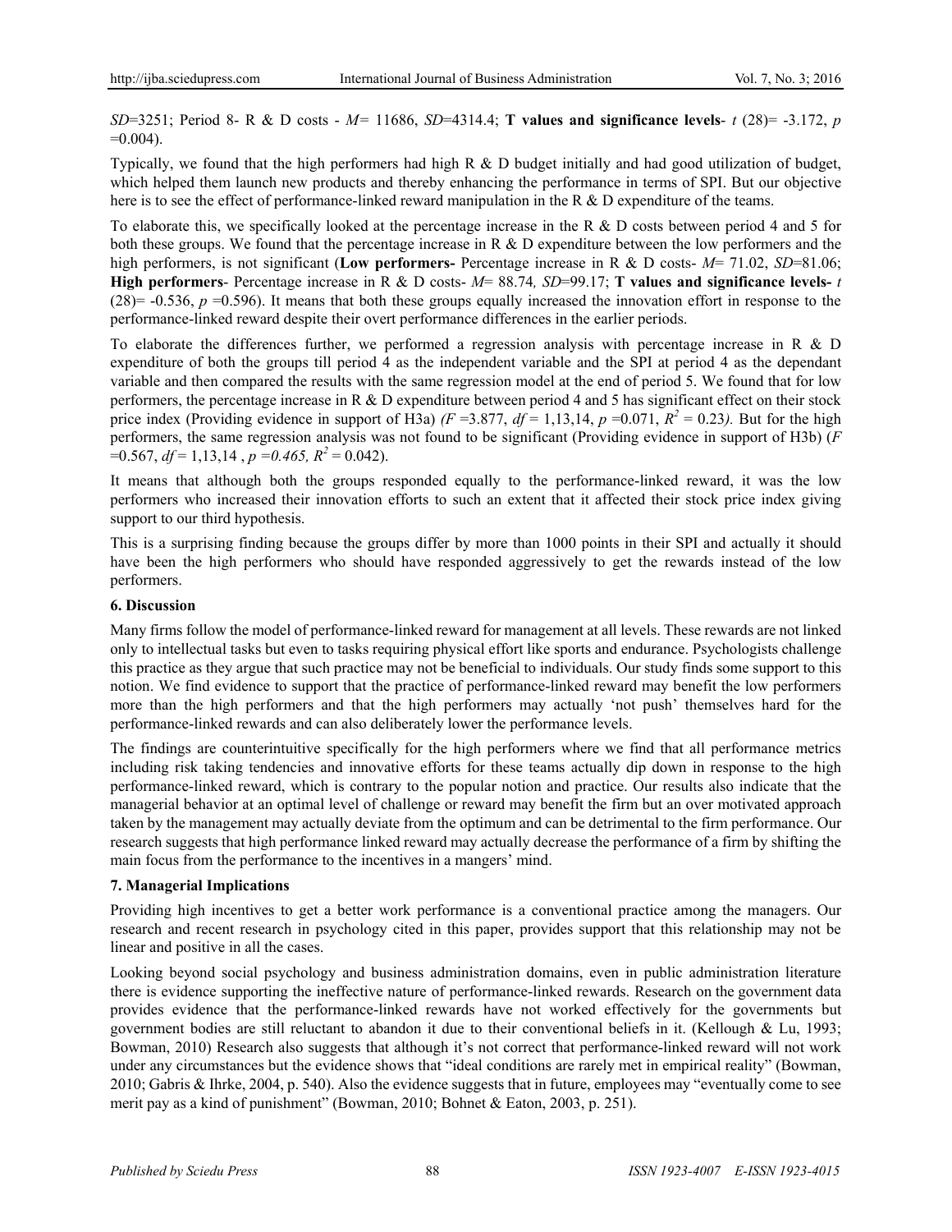*SD*=3251; Period 8- R & D costs - *M*= 11686, *SD*=4314.4; **T values and significance levels**- $t$ (28)= -3.172, $p$ =0.004).

Typically, we found that the high performers had high R & D budget initially and had good utilization of budget, which helped them launch new products and thereby enhancing the performance in terms of SPI. But our objective here is to see the effect of performance-linked reward manipulation in the R & D expenditure of the teams.

To elaborate this, we specifically looked at the percentage increase in the R & D costs between period 4 and 5 for both these groups. We found that the percentage increase in R & D expenditure between the low performers and the high performers, is not significant (**Low performers-** Percentage increase in R & D costs- *M*= 71.02, *SD*=81.06; **High performers**- Percentage increase in R & D costs- *M*= 88.74*, SD*=99.17; **T values and significance levels-** $t$ (28)= -0.536, $p$ =0.596). It means that both these groups equally increased the innovation effort in response to the performance-linked reward despite their overt performance differences in the earlier periods.

To elaborate the differences further, we performed a regression analysis with percentage increase in R & D expenditure of both the groups till period 4 as the independent variable and the SPI at period 4 as the dependant variable and then compared the results with the same regression model at the end of period 5. We found that for low performers, the percentage increase in R & D expenditure between period 4 and 5 has significant effect on their stock price index (Providing evidence in support of H3a) *(F* =3.877, *df* = 1,13,14, $p$ =0.071, $R^2$ = 0.23*).* But for the high performers, the same regression analysis was not found to be significant (Providing evidence in support of H3b) (*F* =0.567, *df* = 1,13,14 , *p =0.465,* $R^2$ = 0.042).

It means that although both the groups responded equally to the performance-linked reward, it was the low performers who increased their innovation efforts to such an extent that it affected their stock price index giving support to our third hypothesis.

This is a surprising finding because the groups differ by more than 1000 points in their SPI and actually it should have been the high performers who should have responded aggressively to get the rewards instead of the low performers.

## 6. Discussion

Many firms follow the model of performance-linked reward for management at all levels. These rewards are not linked only to intellectual tasks but even to tasks requiring physical effort like sports and endurance. Psychologists challenge this practice as they argue that such practice may not be beneficial to individuals. Our study finds some support to this notion. We find evidence to support that the practice of performance-linked reward may benefit the low performers more than the high performers and that the high performers may actually 'not push' themselves hard for the performance-linked rewards and can also deliberately lower the performance levels.

The findings are counterintuitive specifically for the high performers where we find that all performance metrics including risk taking tendencies and innovative efforts for these teams actually dip down in response to the high performance-linked reward, which is contrary to the popular notion and practice. Our results also indicate that the managerial behavior at an optimal level of challenge or reward may benefit the firm but an over motivated approach taken by the management may actually deviate from the optimum and can be detrimental to the firm performance. Our research suggests that high performance linked reward may actually decrease the performance of a firm by shifting the main focus from the performance to the incentives in a mangers' mind.

## 7. Managerial Implications

Providing high incentives to get a better work performance is a conventional practice among the managers. Our research and recent research in psychology cited in this paper, provides support that this relationship may not be linear and positive in all the cases.

Looking beyond social psychology and business administration domains, even in public administration literature there is evidence supporting the ineffective nature of performance-linked rewards. Research on the government data provides evidence that the performance-linked rewards have not worked effectively for the governments but government bodies are still reluctant to abandon it due to their conventional beliefs in it. (Kellough & Lu, 1993; Bowman, 2010) Research also suggests that although it's not correct that performance-linked reward will not work under any circumstances but the evidence shows that "ideal conditions are rarely met in empirical reality" (Bowman, 2010; Gabris & Ihrke, 2004, p. 540). Also the evidence suggests that in future, employees may "eventually come to see merit pay as a kind of punishment" (Bowman, 2010; Bohnet & Eaton, 2003, p. 251).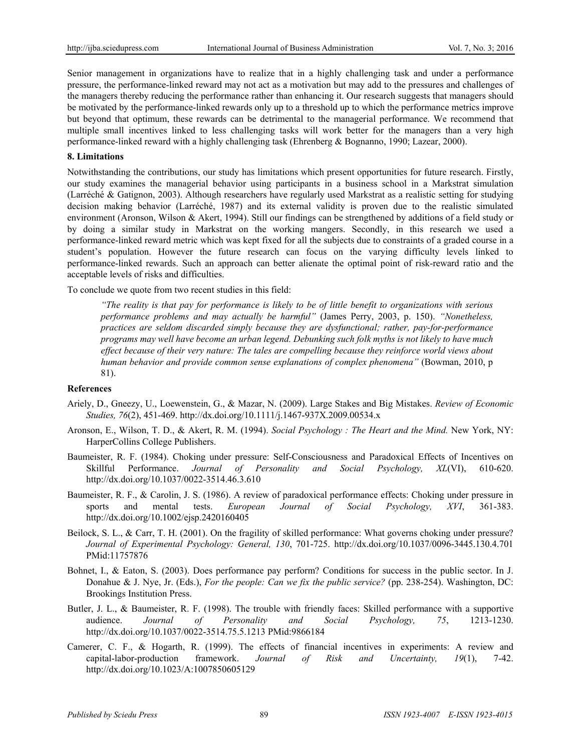Senior management in organizations have to realize that in a highly challenging task and under a performance pressure, the performance-linked reward may not act as a motivation but may add to the pressures and challenges of the managers thereby reducing the performance rather than enhancing it. Our research suggests that managers should be motivated by the performance-linked rewards only up to a threshold up to which the performance metrics improve but beyond that optimum, these rewards can be detrimental to the managerial performance. We recommend that multiple small incentives linked to less challenging tasks will work better for the managers than a very high performance-linked reward with a highly challenging task (Ehrenberg & Bognanno, 1990; Lazear, 2000).

## 8. Limitations

Notwithstanding the contributions, our study has limitations which present opportunities for future research. Firstly, our study examines the managerial behavior using participants in a business school in a Markstrat simulation (Larréché & Gatignon, 2003). Although researchers have regularly used Markstrat as a realistic setting for studying decision making behavior (Larréché, 1987) and its external validity is proven due to the realistic simulated environment (Aronson, Wilson & Akert, 1994). Still our findings can be strengthened by additions of a field study or by doing a similar study in Markstrat on the working mangers. Secondly, in this research we used a performance-linked reward metric which was kept fixed for all the subjects due to constraints of a graded course in a student's population. However the future research can focus on the varying difficulty levels linked to performance-linked rewards. Such an approach can better alienate the optimal point of risk-reward ratio and the acceptable levels of risks and difficulties.

To conclude we quote from two recent studies in this field:

> *"The reality is that pay for performance is likely to be of little benefit to organizations with serious performance problems and may actually be harmful"* (James Perry, 2003, p. 150). *"Nonetheless, practices are seldom discarded simply because they are dysfunctional; rather, pay-for-performance programs may well have become an urban legend. Debunking such folk myths is not likely to have much effect because of their very nature: The tales are compelling because they reinforce world views about human behavior and provide common sense explanations of complex phenomena"* (Bowman, 2010, p 81).

## References

Ariely, D., Gneezy, U., Loewenstein, G., & Mazar, N. (2009). Large Stakes and Big Mistakes. *Review of Economic Studies, 76*(2), 451-469. http://dx.doi.org/10.1111/j.1467-937X.2009.00534.x

Aronson, E., Wilson, T. D., & Akert, R. M. (1994). *Social Psychology : The Heart and the Mind.* New York, NY: HarperCollins College Publishers.

Baumeister, R. F. (1984). Choking under pressure: Self-Consciousness and Paradoxical Effects of Incentives on Skillful Performance. *Journal of Personality and Social Psychology, XL*(VI), 610-620. http://dx.doi.org/10.1037/0022-3514.46.3.610

Baumeister, R. F., & Carolin, J. S. (1986). A review of paradoxical performance effects: Choking under pressure in sports and mental tests. *European Journal of Social Psychology, XVI*, 361-383. http://dx.doi.org/10.1002/ejsp.2420160405

Beilock, S. L., & Carr, T. H. (2001). On the fragility of skilled performance: What governs choking under pressure? *Journal of Experimental Psychology: General, 130*, 701-725. http://dx.doi.org/10.1037/0096-3445.130.4.701 PMid:11757876

Bohnet, I., & Eaton, S. (2003). Does performance pay perform? Conditions for success in the public sector. In J. Donahue & J. Nye, Jr. (Eds.), *For the people: Can we fix the public service?* (pp. 238-254). Washington, DC: Brookings Institution Press.

Butler, J. L., & Baumeister, R. F. (1998). The trouble with friendly faces: Skilled performance with a supportive audience. *Journal of Personality and Social Psychology, 75*, 1213-1230. http://dx.doi.org/10.1037/0022-3514.75.5.1213 PMid:9866184

Camerer, C. F., & Hogarth, R. (1999). The effects of financial incentives in experiments: A review and capital-labor-production framework. *Journal of Risk and Uncertainty, 19*(1), 7-42. http://dx.doi.org/10.1023/A:1007850605129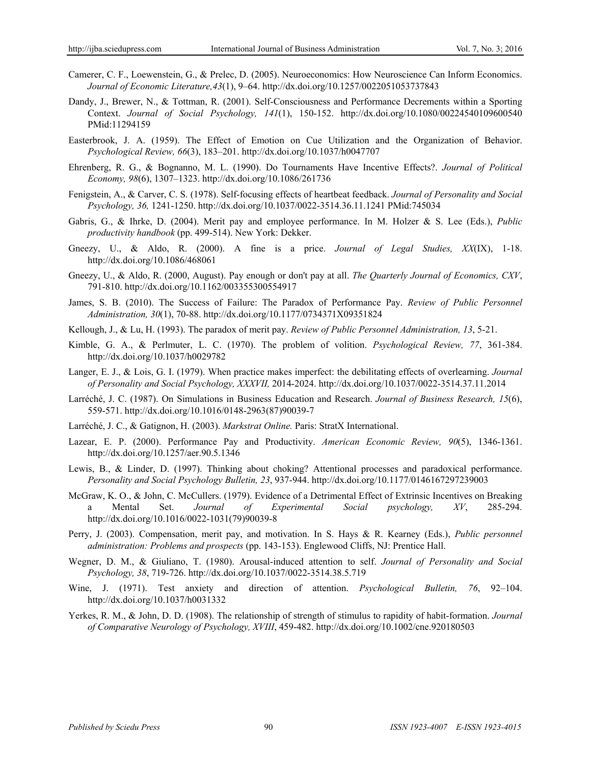Camerer, C. F., Loewenstein, G., & Prelec, D. (2005). Neuroeconomics: How Neuroscience Can Inform Economics. *Journal of Economic Literature,43*(1), 9–64. http://dx.doi.org/10.1257/0022051053737843

Dandy, J., Brewer, N., & Tottman, R. (2001). Self-Consciousness and Performance Decrements within a Sporting Context. *Journal of Social Psychology, 141*(1), 150-152. http://dx.doi.org/10.1080/00224540109600540 PMid:11294159

Easterbrook, J. A. (1959). The Effect of Emotion on Cue Utilization and the Organization of Behavior. *Psychological Review, 66*(3), 183–201. http://dx.doi.org/10.1037/h0047707

Ehrenberg, R. G., & Bognanno, M. L. (1990). Do Tournaments Have Incentive Effects?. *Journal of Political Economy, 98*(6), 1307–1323. http://dx.doi.org/10.1086/261736

Fenigstein, A., & Carver, C. S. (1978). Self-focusing effects of heartbeat feedback. *Journal of Personality and Social Psychology, 36,* 1241-1250. http://dx.doi.org/10.1037/0022-3514.36.11.1241 PMid:745034

Gabris, G., & Ihrke, D. (2004). Merit pay and employee performance. In M. Holzer & S. Lee (Eds.), *Public productivity handbook* (pp. 499-514). New York: Dekker.

Gneezy, U., & Aldo, R. (2000). A fine is a price. *Journal of Legal Studies, XX*(IX), 1-18. http://dx.doi.org/10.1086/468061

Gneezy, U., & Aldo, R. (2000, August). Pay enough or don't pay at all. *The Quarterly Journal of Economics, CXV*, 791-810. http://dx.doi.org/10.1162/003355300554917

James, S. B. (2010). The Success of Failure: The Paradox of Performance Pay. *Review of Public Personnel Administration, 30*(1), 70-88. http://dx.doi.org/10.1177/0734371X09351824

Kellough, J., & Lu, H. (1993). The paradox of merit pay. *Review of Public Personnel Administration, 13*, 5-21.

Kimble, G. A., & Perlmuter, L. C. (1970). The problem of volition. *Psychological Review, 77*, 361-384. http://dx.doi.org/10.1037/h0029782

Langer, E. J., & Lois, G. I. (1979). When practice makes imperfect: the debilitating effects of overlearning. *Journal of Personality and Social Psychology, XXXVII,* 2014-2024. http://dx.doi.org/10.1037/0022-3514.37.11.2014

Larréché, J. C. (1987). On Simulations in Business Education and Research. *Journal of Business Research, 15*(6), 559-571. http://dx.doi.org/10.1016/0148-2963(87)90039-7

Larréché, J. C., & Gatignon, H. (2003). *Markstrat Online.* Paris: StratX International.

Lazear, E. P. (2000). Performance Pay and Productivity. *American Economic Review, 90*(5), 1346-1361. http://dx.doi.org/10.1257/aer.90.5.1346

Lewis, B., & Linder, D. (1997). Thinking about choking? Attentional processes and paradoxical performance. *Personality and Social Psychology Bulletin, 23*, 937-944. http://dx.doi.org/10.1177/0146167297239003

McGraw, K. O., & John, C. McCullers. (1979). Evidence of a Detrimental Effect of Extrinsic Incentives on Breaking a Mental Set. *Journal of Experimental Social psychology, XV*, 285-294. http://dx.doi.org/10.1016/0022-1031(79)90039-8

Perry, J. (2003). Compensation, merit pay, and motivation. In S. Hays & R. Kearney (Eds.), *Public personnel administration: Problems and prospects* (pp. 143-153). Englewood Cliffs, NJ: Prentice Hall.

Wegner, D. M., & Giuliano, T. (1980). Arousal-induced attention to self. *Journal of Personality and Social Psychology, 38*, 719-726. http://dx.doi.org/10.1037/0022-3514.38.5.719

Wine, J. (1971). Test anxiety and direction of attention. *Psychological Bulletin, 76*, 92–104. http://dx.doi.org/10.1037/h0031332

Yerkes, R. M., & John, D. D. (1908). The relationship of strength of stimulus to rapidity of habit-formation. *Journal of Comparative Neurology of Psychology, XVIII*, 459-482. http://dx.doi.org/10.1002/cne.920180503